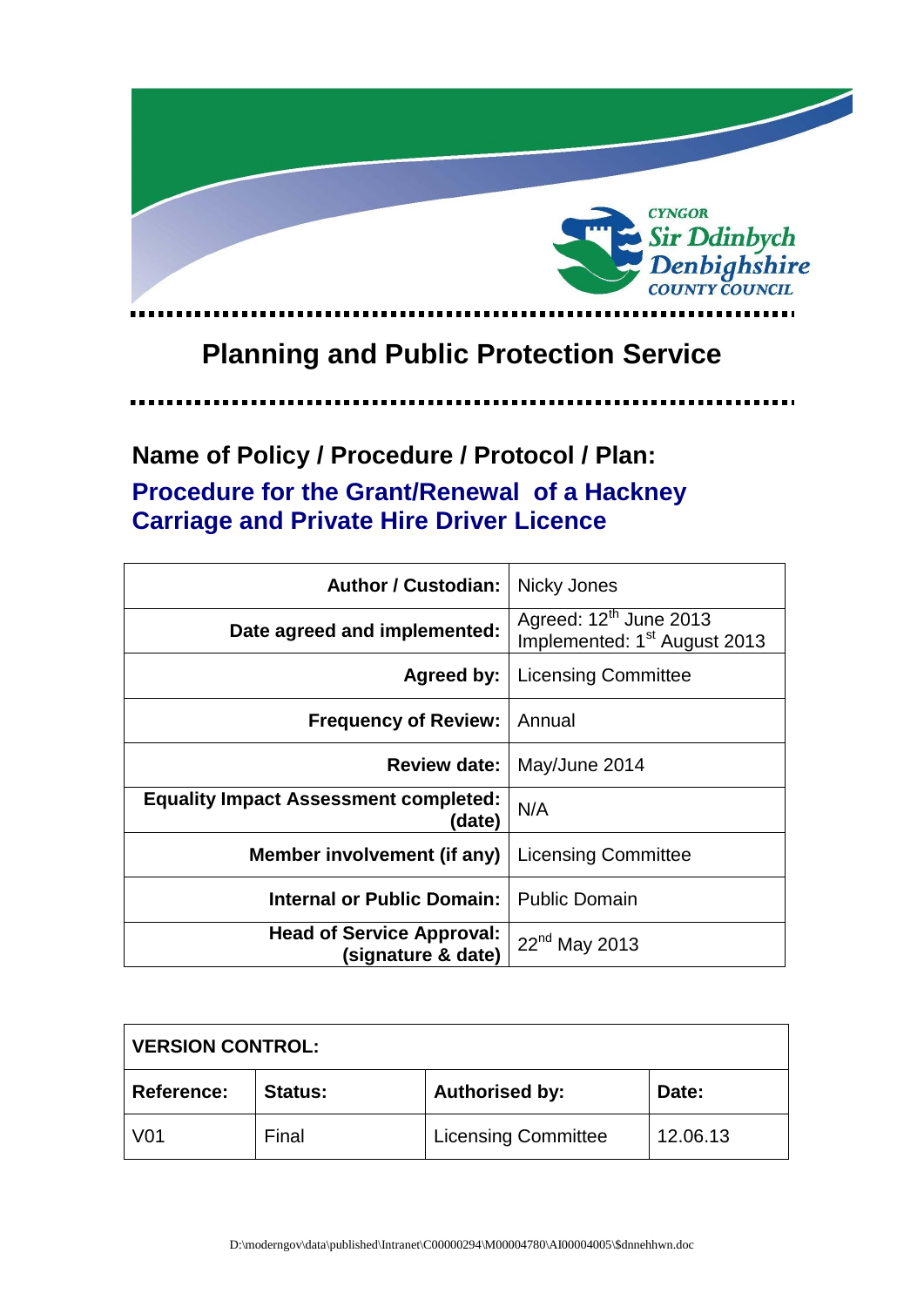CYNGOR Sir Ddinbych
Denbighshire COUNTY COUNCIL

# Planning and Public Protection Service

## Name of Policy / Procedure / Protocol / Plan:

## Procedure for the Grant/Renewal of a Hackney Carriage and Private Hire Driver Licence

| | |
|---|---|
| **Author / Custodian:** | Nicky Jones |
| **Date agreed and implemented:** | Agreed: 12th June 2013<br>Implemented: 1st August 2013 |
| **Agreed by:** | Licensing Committee |
| **Frequency of Review:** | Annual |
| **Review date:** | May/June 2014 |
| **Equality Impact Assessment completed: (date)** | N/A |
| **Member involvement (if any)** | Licensing Committee |
| **Internal or Public Domain:** | Public Domain |
| **Head of Service Approval: (signature & date)** | 22nd May 2013 |

| **VERSION CONTROL:** | | | |
|---|---|---|---|
| **Reference:** | **Status:** | **Authorised by:** | **Date:** |
| V01 | Final | Licensing Committee | 12.06.13 |

D:\moderngov\data\published\Intranet\C00000294\M00004780\AI00004005\$dnnehhwn.doc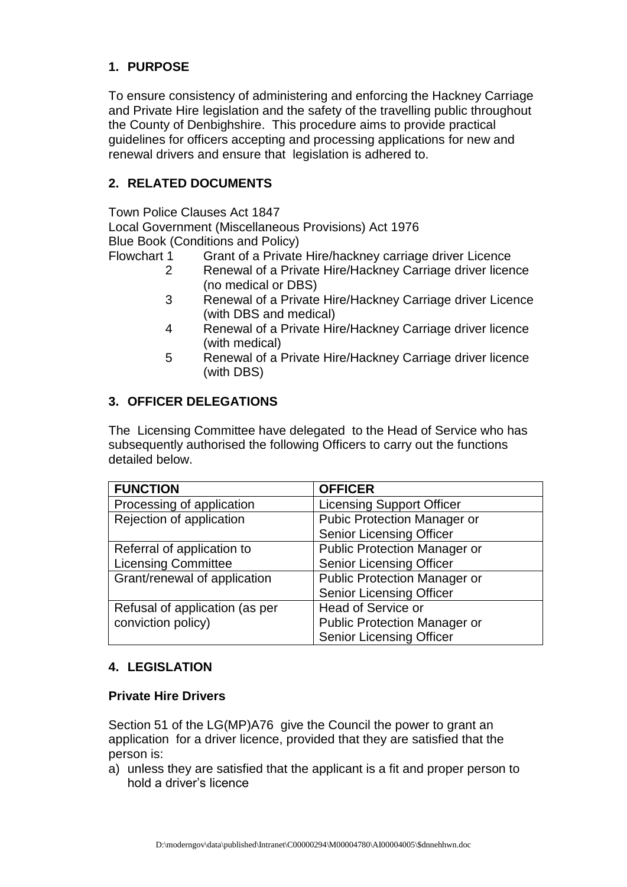## 1. PURPOSE

To ensure consistency of administering and enforcing the Hackney Carriage and Private Hire legislation and the safety of the travelling public throughout the County of Denbighshire. This procedure aims to provide practical guidelines for officers accepting and processing applications for new and renewal drivers and ensure that legislation is adhered to.

## 2. RELATED DOCUMENTS

Town Police Clauses Act 1847
Local Government (Miscellaneous Provisions) Act 1976
Blue Book (Conditions and Policy)

Flowchart 1 Grant of a Private Hire/hackney carriage driver Licence
2 Renewal of a Private Hire/Hackney Carriage driver licence (no medical or DBS)
3 Renewal of a Private Hire/Hackney Carriage driver Licence (with DBS and medical)
4 Renewal of a Private Hire/Hackney Carriage driver licence (with medical)
5 Renewal of a Private Hire/Hackney Carriage driver licence (with DBS)

## 3. OFFICER DELEGATIONS

The Licensing Committee have delegated to the Head of Service who has subsequently authorised the following Officers to carry out the functions detailed below.

| FUNCTION | OFFICER |
|---|---|
| Processing of application | Licensing Support Officer |
| Rejection of application | Pubic Protection Manager or Senior Licensing Officer |
| Referral of application to Licensing Committee | Public Protection Manager or Senior Licensing Officer |
| Grant/renewal of application | Public Protection Manager or Senior Licensing Officer |
| Refusal of application (as per conviction policy) | Head of Service or Public Protection Manager or Senior Licensing Officer |

## 4. LEGISLATION

### Private Hire Drivers

Section 51 of the LG(MP)A76 give the Council the power to grant an application for a driver licence, provided that they are satisfied that the person is:

a) unless they are satisfied that the applicant is a fit and proper person to hold a driver's licence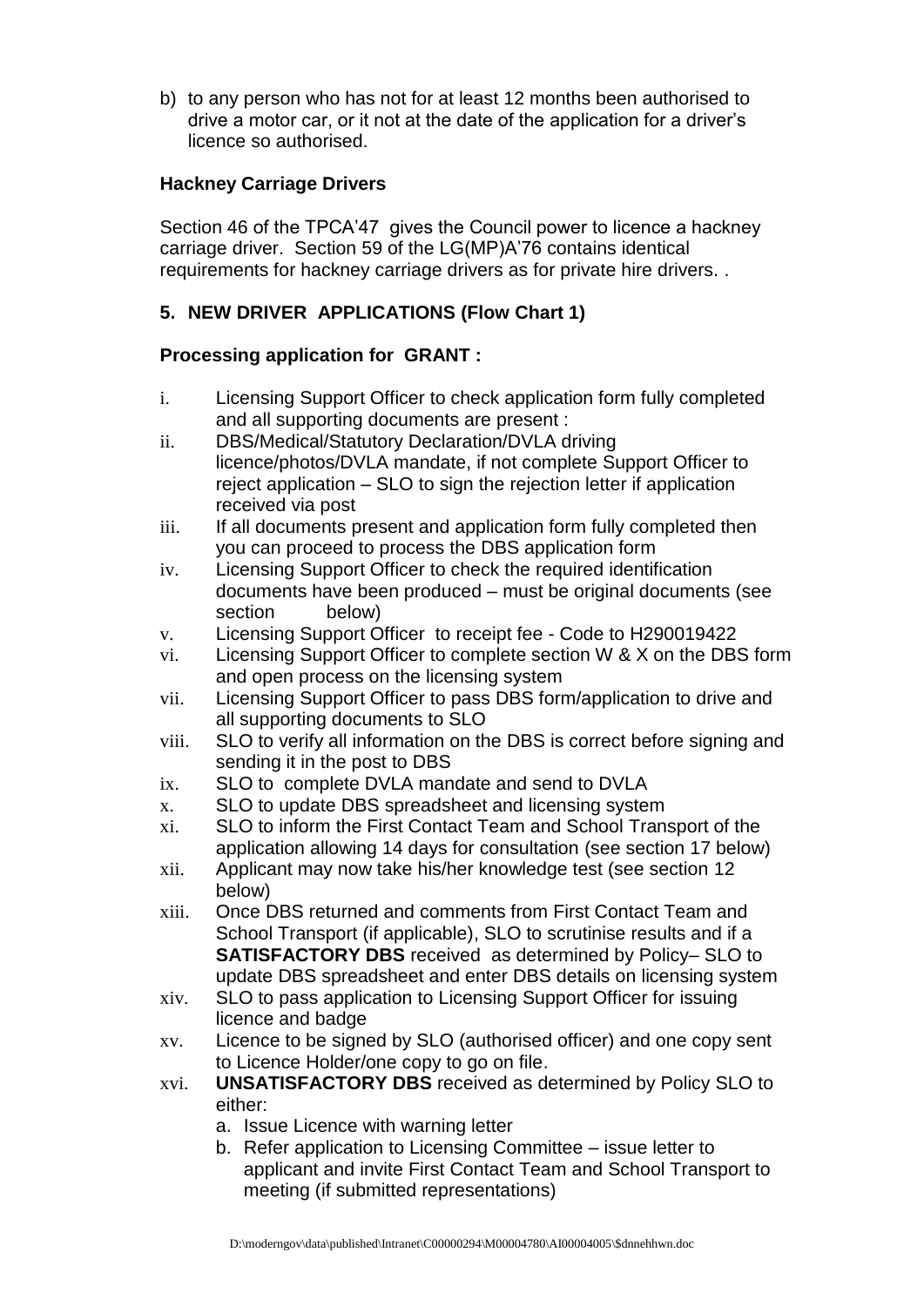b) to any person who has not for at least 12 months been authorised to drive a motor car, or it not at the date of the application for a driver's licence so authorised.

**Hackney Carriage Drivers**

Section 46 of the TPCA'47 gives the Council power to licence a hackney carriage driver. Section 59 of the LG(MP)A'76 contains identical requirements for hackney carriage drivers as for private hire drivers. .

## 5. NEW DRIVER APPLICATIONS (Flow Chart 1)

**Processing application for GRANT :**

i. Licensing Support Officer to check application form fully completed and all supporting documents are present :
ii. DBS/Medical/Statutory Declaration/DVLA driving licence/photos/DVLA mandate, if not complete Support Officer to reject application – SLO to sign the rejection letter if application received via post
iii. If all documents present and application form fully completed then you can proceed to process the DBS application form
iv. Licensing Support Officer to check the required identification documents have been produced – must be original documents (see section below)
v. Licensing Support Officer to receipt fee - Code to H290019422
vi. Licensing Support Officer to complete section W & X on the DBS form and open process on the licensing system
vii. Licensing Support Officer to pass DBS form/application to drive and all supporting documents to SLO
viii. SLO to verify all information on the DBS is correct before signing and sending it in the post to DBS
ix. SLO to complete DVLA mandate and send to DVLA
x. SLO to update DBS spreadsheet and licensing system
xi. SLO to inform the First Contact Team and School Transport of the application allowing 14 days for consultation (see section 17 below)
xii. Applicant may now take his/her knowledge test (see section 12 below)
xiii. Once DBS returned and comments from First Contact Team and School Transport (if applicable), SLO to scrutinise results and if a **SATISFACTORY DBS** received as determined by Policy– SLO to update DBS spreadsheet and enter DBS details on licensing system
xiv. SLO to pass application to Licensing Support Officer for issuing licence and badge
xv. Licence to be signed by SLO (authorised officer) and one copy sent to Licence Holder/one copy to go on file.
xvi. **UNSATISFACTORY DBS** received as determined by Policy SLO to either:
   a. Issue Licence with warning letter
   b. Refer application to Licensing Committee – issue letter to applicant and invite First Contact Team and School Transport to meeting (if submitted representations)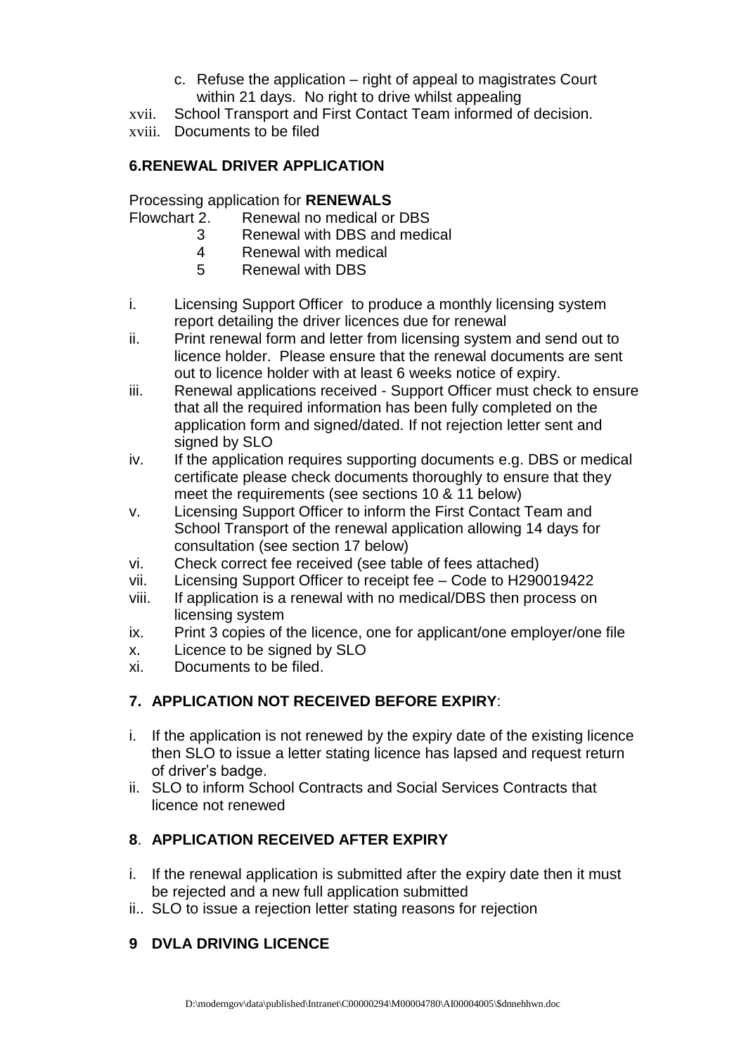c. Refuse the application – right of appeal to magistrates Court within 21 days. No right to drive whilst appealing

xvii. School Transport and First Contact Team informed of decision.

xviii. Documents to be filed

## 6.RENEWAL DRIVER APPLICATION

Processing application for **RENEWALS**

Flowchart 2. Renewal no medical or DBS
3 Renewal with DBS and medical
4 Renewal with medical
5 Renewal with DBS

i. Licensing Support Officer to produce a monthly licensing system report detailing the driver licences due for renewal
ii. Print renewal form and letter from licensing system and send out to licence holder. Please ensure that the renewal documents are sent out to licence holder with at least 6 weeks notice of expiry.
iii. Renewal applications received - Support Officer must check to ensure that all the required information has been fully completed on the application form and signed/dated. If not rejection letter sent and signed by SLO
iv. If the application requires supporting documents e.g. DBS or medical certificate please check documents thoroughly to ensure that they meet the requirements (see sections 10 & 11 below)
v. Licensing Support Officer to inform the First Contact Team and School Transport of the renewal application allowing 14 days for consultation (see section 17 below)
vi. Check correct fee received (see table of fees attached)
vii. Licensing Support Officer to receipt fee – Code to H290019422
viii. If application is a renewal with no medical/DBS then process on licensing system
ix. Print 3 copies of the licence, one for applicant/one employer/one file
x. Licence to be signed by SLO
xi. Documents to be filed.

## 7. APPLICATION NOT RECEIVED BEFORE EXPIRY:

i. If the application is not renewed by the expiry date of the existing licence then SLO to issue a letter stating licence has lapsed and request return of driver's badge.
ii. SLO to inform School Contracts and Social Services Contracts that licence not renewed

## 8. APPLICATION RECEIVED AFTER EXPIRY

i. If the renewal application is submitted after the expiry date then it must be rejected and a new full application submitted
ii.. SLO to issue a rejection letter stating reasons for rejection

## 9 DVLA DRIVING LICENCE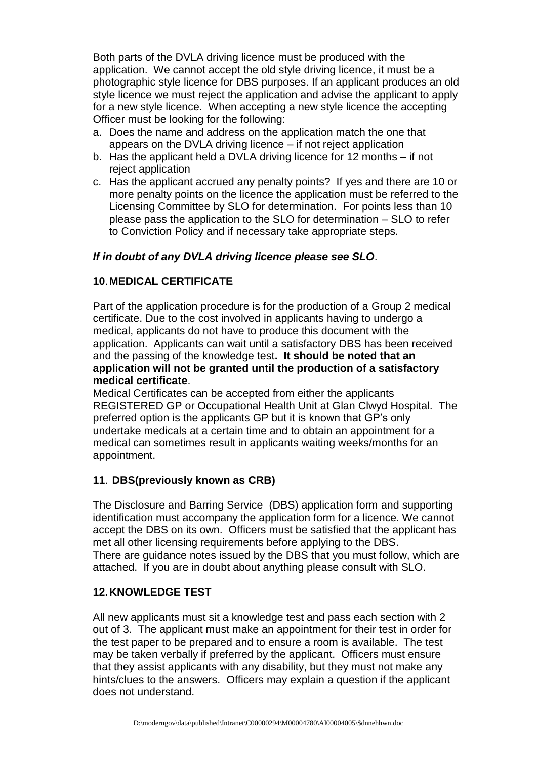Both parts of the DVLA driving licence must be produced with the application. We cannot accept the old style driving licence, it must be a photographic style licence for DBS purposes. If an applicant produces an old style licence we must reject the application and advise the applicant to apply for a new style licence. When accepting a new style licence the accepting Officer must be looking for the following:

a. Does the name and address on the application match the one that appears on the DVLA driving licence – if not reject application
b. Has the applicant held a DVLA driving licence for 12 months – if not reject application
c. Has the applicant accrued any penalty points? If yes and there are 10 or more penalty points on the licence the application must be referred to the Licensing Committee by SLO for determination. For points less than 10 please pass the application to the SLO for determination – SLO to refer to Conviction Policy and if necessary take appropriate steps.

***If in doubt of any DVLA driving licence please see SLO***.

## 10. MEDICAL CERTIFICATE

Part of the application procedure is for the production of a Group 2 medical certificate. Due to the cost involved in applicants having to undergo a medical, applicants do not have to produce this document with the application. Applicants can wait until a satisfactory DBS has been received and the passing of the knowledge test**. It should be noted that an application will not be granted until the production of a satisfactory medical certificate**.

Medical Certificates can be accepted from either the applicants REGISTERED GP or Occupational Health Unit at Glan Clwyd Hospital. The preferred option is the applicants GP but it is known that GP's only undertake medicals at a certain time and to obtain an appointment for a medical can sometimes result in applicants waiting weeks/months for an appointment.

## 11. DBS(previously known as CRB)

The Disclosure and Barring Service (DBS) application form and supporting identification must accompany the application form for a licence. We cannot accept the DBS on its own. Officers must be satisfied that the applicant has met all other licensing requirements before applying to the DBS.

There are guidance notes issued by the DBS that you must follow, which are attached. If you are in doubt about anything please consult with SLO.

## 12. KNOWLEDGE TEST

All new applicants must sit a knowledge test and pass each section with 2 out of 3. The applicant must make an appointment for their test in order for the test paper to be prepared and to ensure a room is available. The test may be taken verbally if preferred by the applicant. Officers must ensure that they assist applicants with any disability, but they must not make any hints/clues to the answers. Officers may explain a question if the applicant does not understand.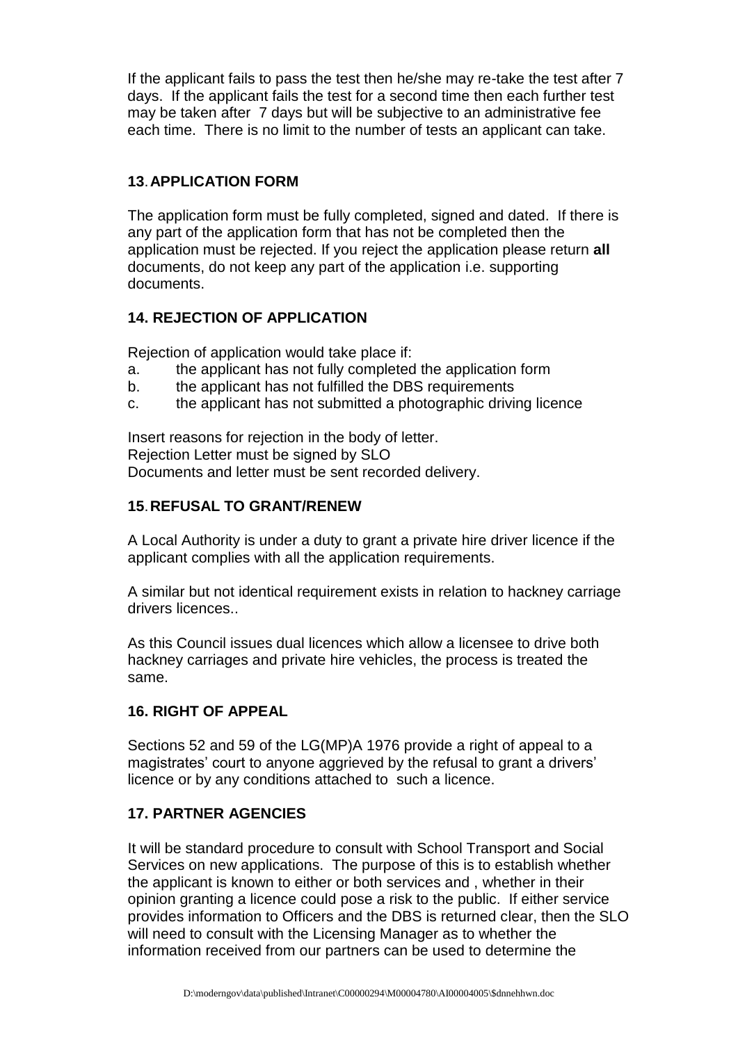If the applicant fails to pass the test then he/she may re-take the test after 7 days. If the applicant fails the test for a second time then each further test may be taken after 7 days but will be subjective to an administrative fee each time. There is no limit to the number of tests an applicant can take.

## 13. APPLICATION FORM

The application form must be fully completed, signed and dated. If there is any part of the application form that has not be completed then the application must be rejected. If you reject the application please return **all** documents, do not keep any part of the application i.e. supporting documents.

## 14. REJECTION OF APPLICATION

Rejection of application would take place if:

a. the applicant has not fully completed the application form
b. the applicant has not fulfilled the DBS requirements
c. the applicant has not submitted a photographic driving licence

Insert reasons for rejection in the body of letter.
Rejection Letter must be signed by SLO
Documents and letter must be sent recorded delivery.

## 15. REFUSAL TO GRANT/RENEW

A Local Authority is under a duty to grant a private hire driver licence if the applicant complies with all the application requirements.

A similar but not identical requirement exists in relation to hackney carriage drivers licences..

As this Council issues dual licences which allow a licensee to drive both hackney carriages and private hire vehicles, the process is treated the same.

## 16. RIGHT OF APPEAL

Sections 52 and 59 of the LG(MP)A 1976 provide a right of appeal to a magistrates' court to anyone aggrieved by the refusal to grant a drivers' licence or by any conditions attached to such a licence.

## 17. PARTNER AGENCIES

It will be standard procedure to consult with School Transport and Social Services on new applications. The purpose of this is to establish whether the applicant is known to either or both services and , whether in their opinion granting a licence could pose a risk to the public. If either service provides information to Officers and the DBS is returned clear, then the SLO will need to consult with the Licensing Manager as to whether the information received from our partners can be used to determine the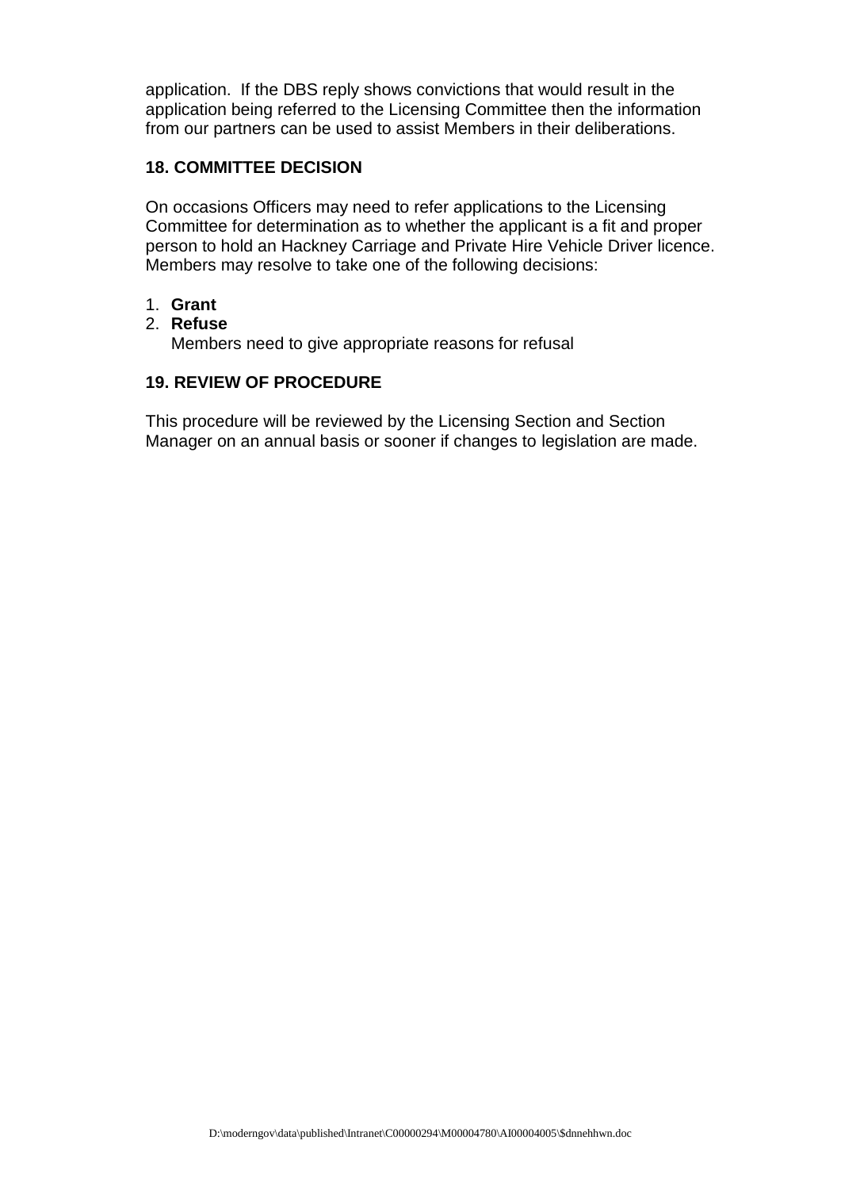application. If the DBS reply shows convictions that would result in the application being referred to the Licensing Committee then the information from our partners can be used to assist Members in their deliberations.

### 18. COMMITTEE DECISION

On occasions Officers may need to refer applications to the Licensing Committee for determination as to whether the applicant is a fit and proper person to hold an Hackney Carriage and Private Hire Vehicle Driver licence. Members may resolve to take one of the following decisions:

1. **Grant**
2. **Refuse**
   Members need to give appropriate reasons for refusal

### 19. REVIEW OF PROCEDURE

This procedure will be reviewed by the Licensing Section and Section Manager on an annual basis or sooner if changes to legislation are made.